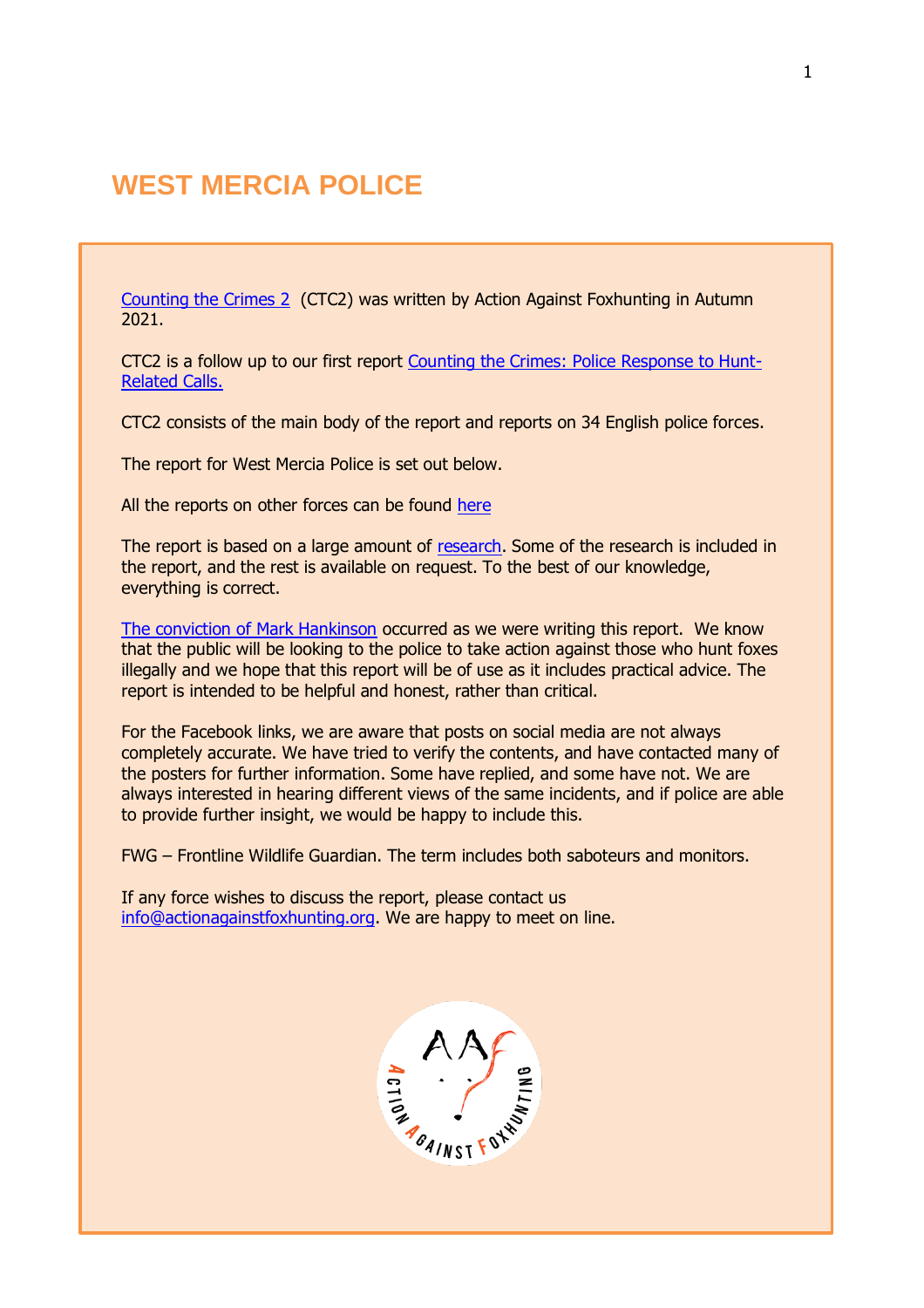# WEST MERCIA POLICE

Counting the Crimes 2 (CTC2) was written by Action Against Foxhunting in Autumn 2021.

CTC2 is a follow up to our first report Counting the Crimes: Police Response to Hunt-Related Calls.

CTC2 consists of the main body of the report and reports on 34 English police forces.

The report for West Mercia Police is set out below.

All the reports on other forces can be found here

The report is based on a large amount of research. Some of the research is included in the report, and the rest is available on request. To the best of our knowledge, everything is correct.

The conviction of Mark Hankinson occurred as we were writing this report. We know that the public will be looking to the police to take action against those who hunt foxes illegally and we hope that this report will be of use as it includes practical advice. The report is intended to be helpful and honest, rather than critical.

For the Facebook links, we are aware that posts on social media are not always completely accurate. We have tried to verify the contents, and have contacted many of the posters for further information. Some have replied, and some have not. We are always interested in hearing different views of the same incidents, and if police are able to provide further insight, we would be happy to include this.

FWG – Frontline Wildlife Guardian. The term includes both saboteurs and monitors.

If any force wishes to discuss the report, please contact us info@actionagainstfoxhunting.org. We are happy to meet on line.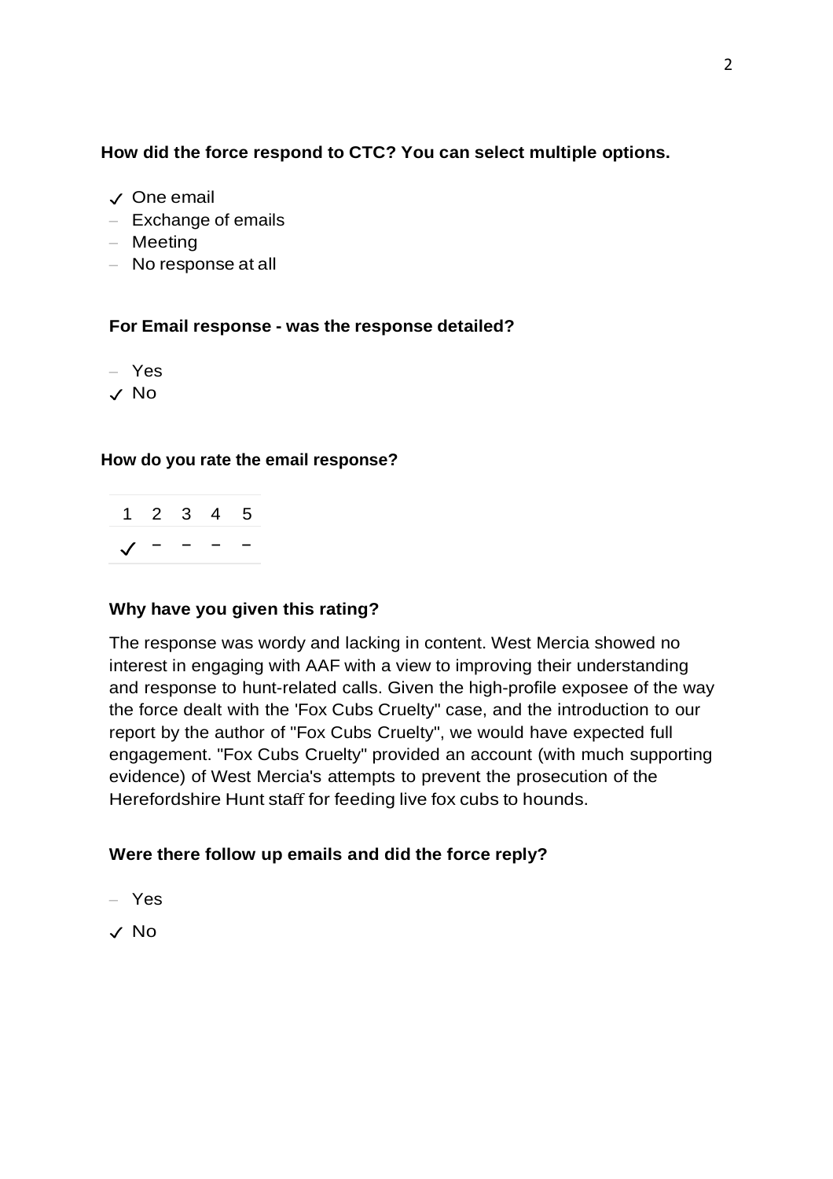**How did the force respond to CTC? You can select multiple options.**

- ✓ One email
- – Exchange of emails
- – Meeting
- – No response at all

**For Email response - was the response detailed?**

- – Yes
- ✓ No

**How do you rate the email response?**

| 1 | 2 | 3 | 4 | 5 |
|---|---|---|---|---|
| ✓ | – | – | – | – |

**Why have you given this rating?**

The response was wordy and lacking in content. West Mercia showed no interest in engaging with AAF with a view to improving their understanding and response to hunt-related calls. Given the high-profile exposee of the way the force dealt with the 'Fox Cubs Cruelty" case, and the introduction to our report by the author of "Fox Cubs Cruelty", we would have expected full engagement. "Fox Cubs Cruelty" provided an account (with much supporting evidence) of West Mercia's attempts to prevent the prosecution of the Herefordshire Hunt staff for feeding live fox cubs to hounds.

**Were there follow up emails and did the force reply?**

- – Yes
- ✓ No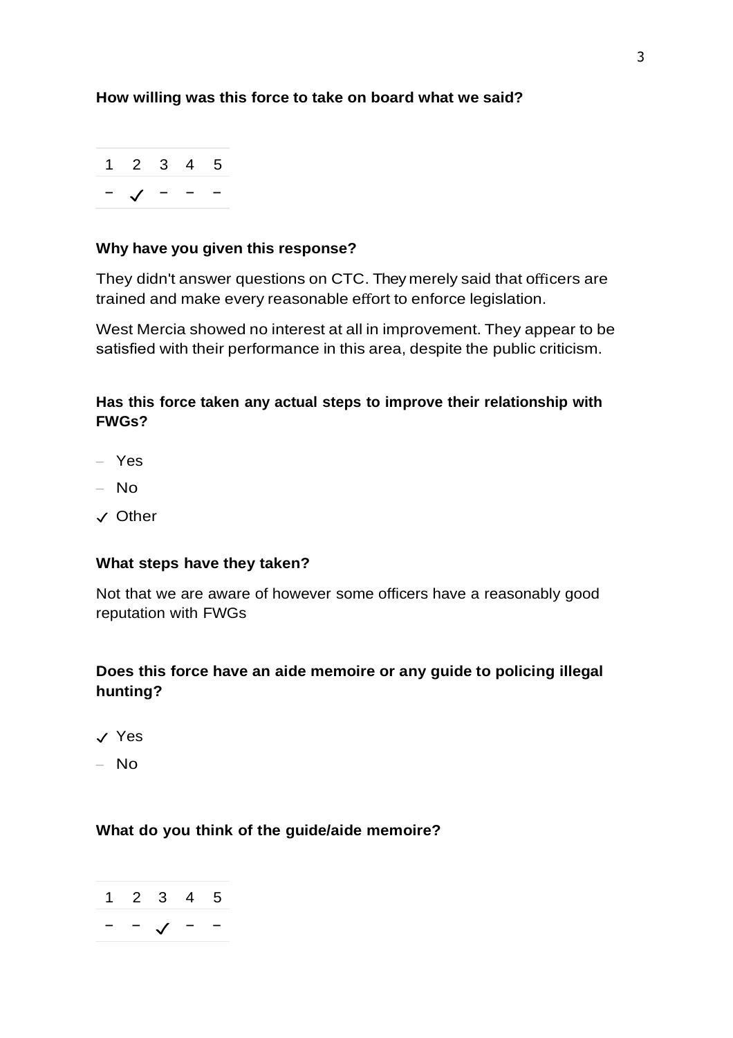**How willing was this force to take on board what we said?**

| 1 | 2 | 3 | 4 | 5 |
|---|---|---|---|---|
| – | ✓ | – | – | – |

**Why have you given this response?**

They didn't answer questions on CTC. They merely said that officers are trained and make every reasonable effort to enforce legislation.

West Mercia showed no interest at all in improvement. They appear to be satisfied with their performance in this area, despite the public criticism.

**Has this force taken any actual steps to improve their relationship with FWGs?**

– Yes

– No

✓ Other

**What steps have they taken?**

Not that we are aware of however some officers have a reasonably good reputation with FWGs

**Does this force have an aide memoire or any guide to policing illegal hunting?**

✓ Yes

– No

**What do you think of the guide/aide memoire?**

| 1 | 2 | 3 | 4 | 5 |
|---|---|---|---|---|
| – | – | ✓ | – | – |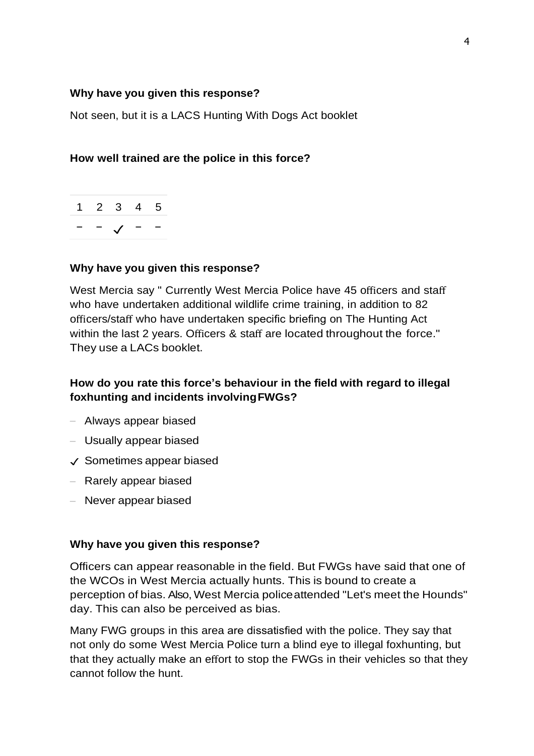**Why have you given this response?**

Not seen, but it is a LACS Hunting With Dogs Act booklet

**How well trained are the police in this force?**

| 1 | 2 | 3 | 4 | 5 |
|---|---|---|---|---|
| – | – | ✓ | – | – |

**Why have you given this response?**

West Mercia say " Currently West Mercia Police have 45 officers and staff who have undertaken additional wildlife crime training, in addition to 82 officers/staff who have undertaken specific briefing on The Hunting Act within the last 2 years. Officers & staff are located throughout the force." They use a LACs booklet.

**How do you rate this force's behaviour in the field with regard to illegal foxhunting and incidents involving FWGs?**

– Always appear biased

– Usually appear biased

✓ Sometimes appear biased

– Rarely appear biased

– Never appear biased

**Why have you given this response?**

Officers can appear reasonable in the field. But FWGs have said that one of the WCOs in West Mercia actually hunts. This is bound to create a perception of bias. Also, West Mercia police attended "Let's meet the Hounds" day. This can also be perceived as bias.

Many FWG groups in this area are dissatisfied with the police. They say that not only do some West Mercia Police turn a blind eye to illegal foxhunting, but that they actually make an effort to stop the FWGs in their vehicles so that they cannot follow the hunt.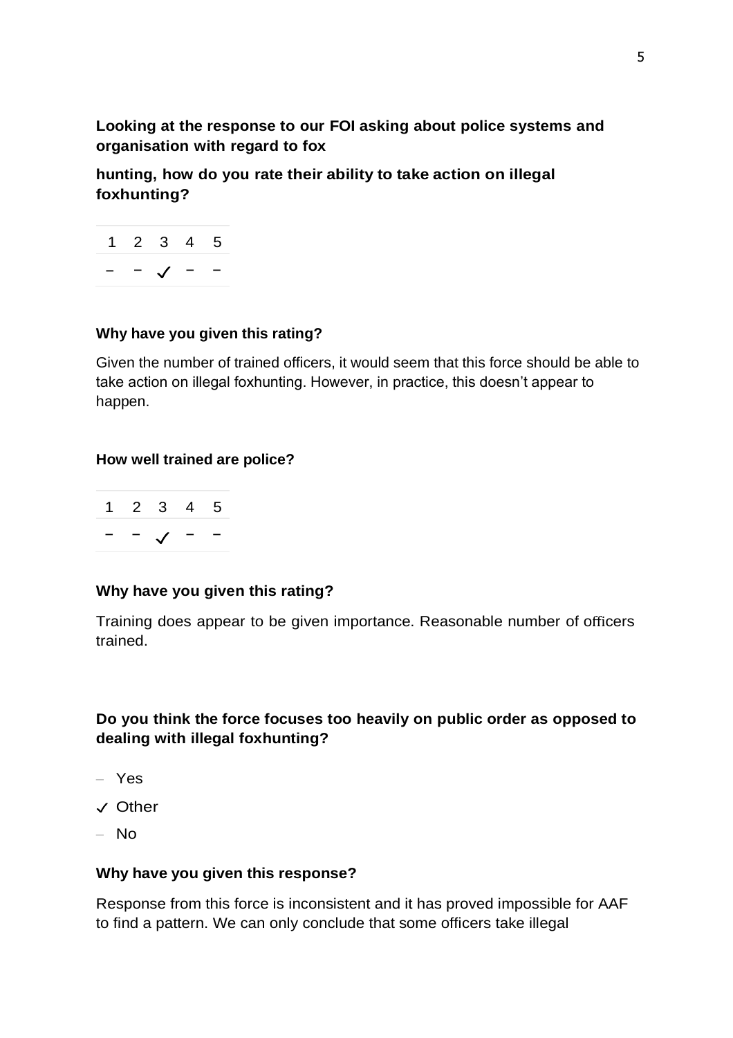**Looking at the response to our FOI asking about police systems and organisation with regard to fox**

**hunting, how do you rate their ability to take action on illegal foxhunting?**

| 1 | 2 | 3 | 4 | 5 |
|---|---|---|---|---|
| – | – | ✓ | – | – |

**Why have you given this rating?**

Given the number of trained officers, it would seem that this force should be able to take action on illegal foxhunting. However, in practice, this doesn't appear to happen.

**How well trained are police?**

| 1 | 2 | 3 | 4 | 5 |
|---|---|---|---|---|
| – | – | ✓ | – | – |

**Why have you given this rating?**

Training does appear to be given importance. Reasonable number of officers trained.

**Do you think the force focuses too heavily on public order as opposed to dealing with illegal foxhunting?**

– Yes

✓ Other

– No

**Why have you given this response?**

Response from this force is inconsistent and it has proved impossible for AAF to find a pattern. We can only conclude that some officers take illegal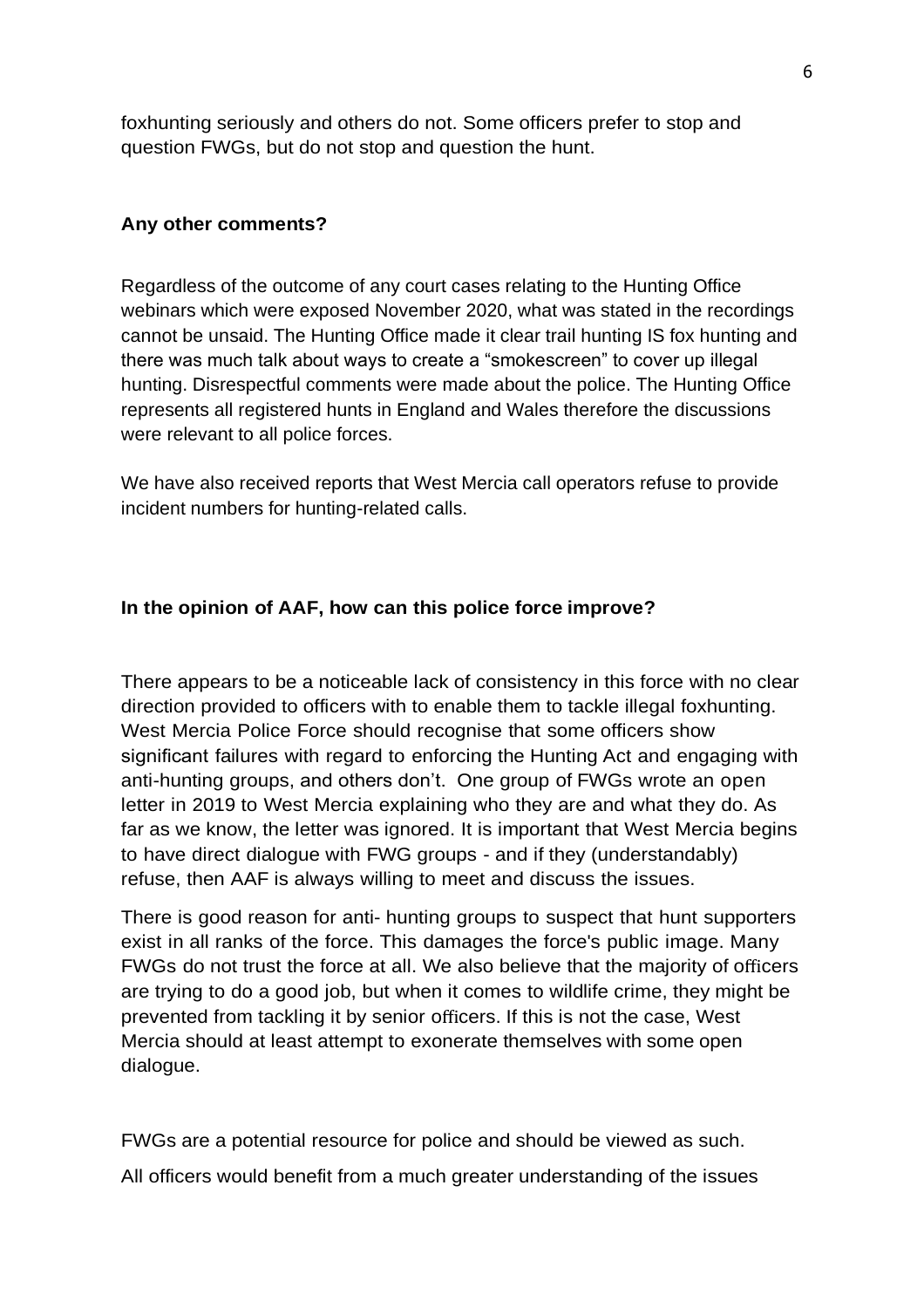foxhunting seriously and others do not. Some officers prefer to stop and question FWGs, but do not stop and question the hunt.

**Any other comments?**

Regardless of the outcome of any court cases relating to the Hunting Office webinars which were exposed November 2020, what was stated in the recordings cannot be unsaid. The Hunting Office made it clear trail hunting IS fox hunting and there was much talk about ways to create a "smokescreen" to cover up illegal hunting. Disrespectful comments were made about the police. The Hunting Office represents all registered hunts in England and Wales therefore the discussions were relevant to all police forces.

We have also received reports that West Mercia call operators refuse to provide incident numbers for hunting-related calls.

**In the opinion of AAF, how can this police force improve?**

There appears to be a noticeable lack of consistency in this force with no clear direction provided to officers with to enable them to tackle illegal foxhunting. West Mercia Police Force should recognise that some officers show significant failures with regard to enforcing the Hunting Act and engaging with anti-hunting groups, and others don't. One group of FWGs wrote an open letter in 2019 to West Mercia explaining who they are and what they do. As far as we know, the letter was ignored. It is important that West Mercia begins to have direct dialogue with FWG groups - and if they (understandably) refuse, then AAF is always willing to meet and discuss the issues.

There is good reason for anti- hunting groups to suspect that hunt supporters exist in all ranks of the force. This damages the force's public image. Many FWGs do not trust the force at all. We also believe that the majority of officers are trying to do a good job, but when it comes to wildlife crime, they might be prevented from tackling it by senior officers. If this is not the case, West Mercia should at least attempt to exonerate themselves with some open dialogue.

FWGs are a potential resource for police and should be viewed as such.

All officers would benefit from a much greater understanding of the issues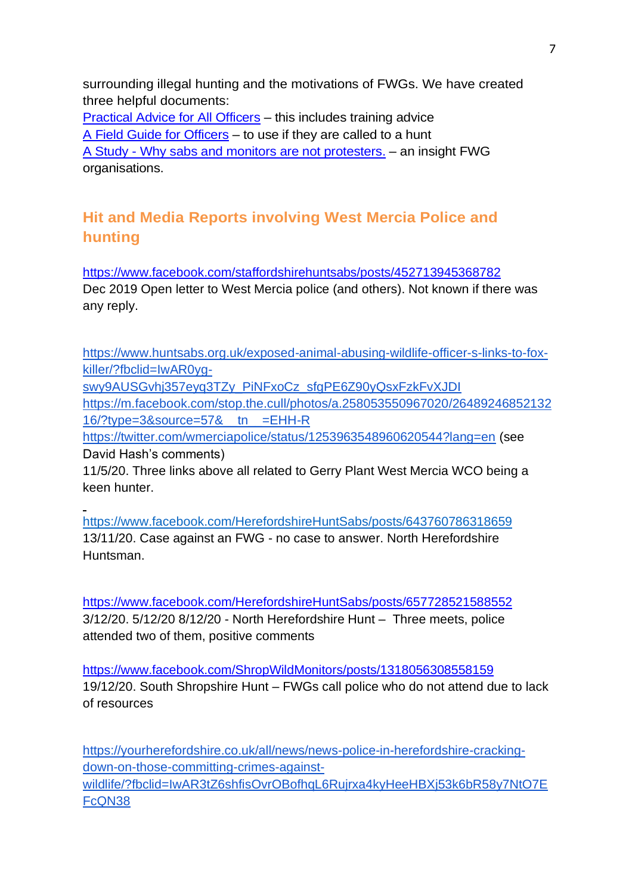surrounding illegal hunting and the motivations of FWGs. We have created three helpful documents:
[Practical Advice for All Officers](#) – this includes training advice
[A Field Guide for Officers](#) – to use if they are called to a hunt
[A Study - Why sabs and monitors are not protesters.](#) – an insight FWG organisations.

## Hit and Media Reports involving West Mercia Police and hunting

https://www.facebook.com/staffordshirehuntsabs/posts/452713945368782
Dec 2019 Open letter to West Mercia police (and others). Not known if there was any reply.

https://www.huntsabs.org.uk/exposed-animal-abusing-wildlife-officer-s-links-to-fox-killer/?fbclid=IwAR0yg-swy9AUSGvhj357eyq3TZy_PiNFxoCz_sfgPE6Z90yQsxFzkFvXJDI
https://m.facebook.com/stop.the.cull/photos/a.258053550967020/2648924685213216/?type=3&source=57&__tn__=EHH-R
https://twitter.com/wmerciapolice/status/1253963548960620544?lang=en (see David Hash's comments)
11/5/20. Three links above all related to Gerry Plant West Mercia WCO being a keen hunter.

https://www.facebook.com/HerefordshireHuntSabs/posts/643760786318659
13/11/20. Case against an FWG - no case to answer. North Herefordshire Huntsman.

https://www.facebook.com/HerefordshireHuntSabs/posts/657728521588552
3/12/20. 5/12/20 8/12/20 - North Herefordshire Hunt – Three meets, police attended two of them, positive comments

https://www.facebook.com/ShropWildMonitors/posts/1318056308558159
19/12/20. South Shropshire Hunt – FWGs call police who do not attend due to lack of resources

https://yourherefordshire.co.uk/all/news/news-police-in-herefordshire-cracking-down-on-those-committing-crimes-against-wildlife/?fbclid=IwAR3tZ6shfisOvrOBofhqL6Rujrxa4kyHeeHBXj53k6bR58y7NtO7EFcQN38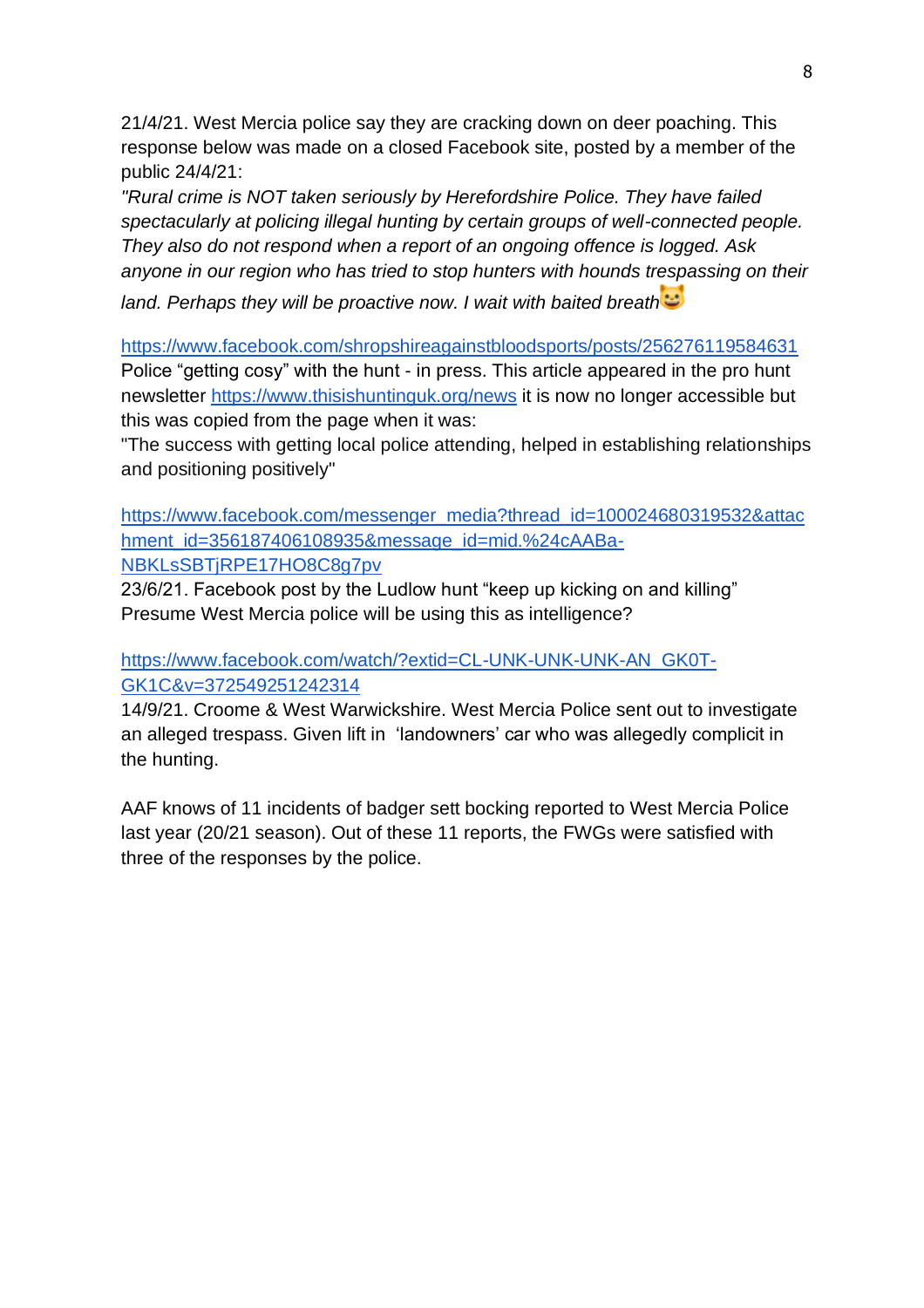21/4/21. West Mercia police say they are cracking down on deer poaching. This response below was made on a closed Facebook site, posted by a member of the public 24/4/21:

*"Rural crime is NOT taken seriously by Herefordshire Police. They have failed spectacularly at policing illegal hunting by certain groups of well-connected people. They also do not respond when a report of an ongoing offence is logged. Ask anyone in our region who has tried to stop hunters with hounds trespassing on their land. Perhaps they will be proactive now. I wait with baited breath*😺

https://www.facebook.com/shropshireagainstbloodsports/posts/256276119584631

Police "getting cosy" with the hunt - in press. This article appeared in the pro hunt newsletter https://www.thisishuntinguk.org/news it is now no longer accessible but this was copied from the page when it was:

"The success with getting local police attending, helped in establishing relationships and positioning positively"

https://www.facebook.com/messenger_media?thread_id=100024680319532&attachment_id=356187406108935&message_id=mid.%24cAABa-NBKLsSBTjRPE17HO8C8g7pv

23/6/21. Facebook post by the Ludlow hunt "keep up kicking on and killing" Presume West Mercia police will be using this as intelligence?

https://www.facebook.com/watch/?extid=CL-UNK-UNK-UNK-AN_GK0T-GK1C&v=372549251242314

14/9/21. Croome & West Warwickshire. West Mercia Police sent out to investigate an alleged trespass. Given lift in 'landowners' car who was allegedly complicit in the hunting.

AAF knows of 11 incidents of badger sett bocking reported to West Mercia Police last year (20/21 season). Out of these 11 reports, the FWGs were satisfied with three of the responses by the police.